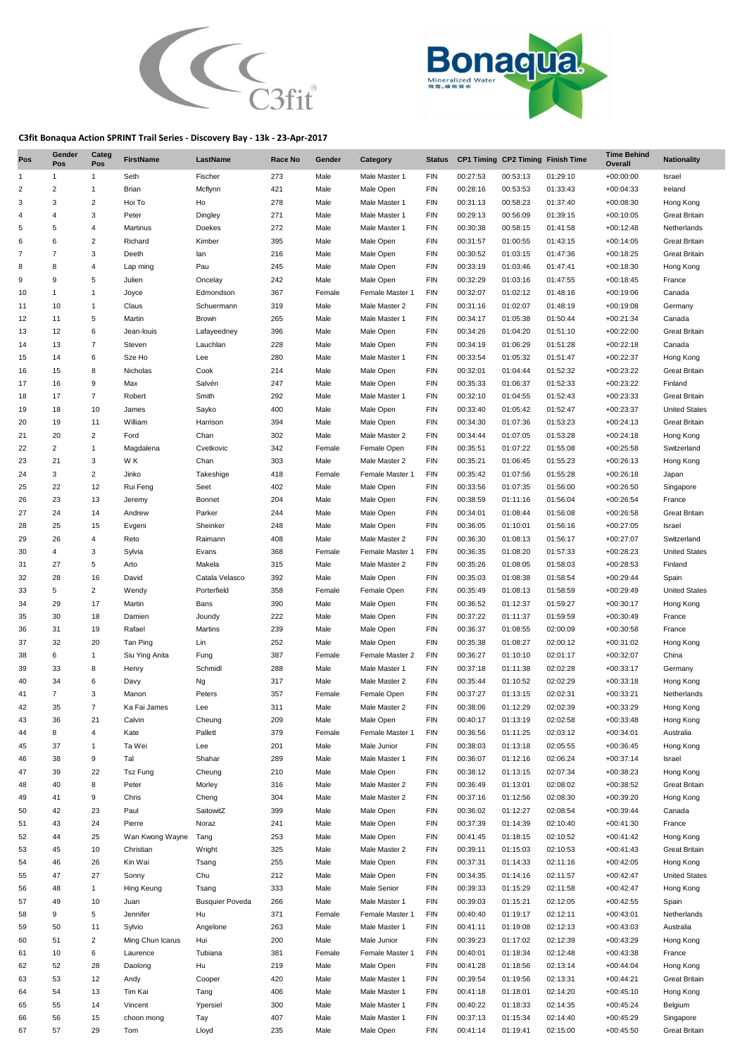## C3fit Bonaqua Action SPRINT Trail Series - Discovery Bay - 13k - 23-Apr-2017

| Pos | Gender Pos | Categ Pos | FirstName | LastName | Race No | Gender | Category | Status | CP1 Timing | CP2 Timing | Finish Time | Time Behind Overall | Nationality |
|---|---|---|---|---|---|---|---|---|---|---|---|---|---|
| 1 | 1 | 1 | Seth | Fischer | 273 | Male | Male Master 1 | FIN | 00:27:53 | 00:53:13 | 01:29:10 | +00:00:00 | Israel |
| 2 | 2 | 1 | Brian | Mcflynn | 421 | Male | Male Open | FIN | 00:28:16 | 00:53:53 | 01:33:43 | +00:04:33 | Ireland |
| 3 | 3 | 2 | Hoi To | Ho | 278 | Male | Male Master 1 | FIN | 00:31:13 | 00:58:23 | 01:37:40 | +00:08:30 | Hong Kong |
| 4 | 4 | 3 | Peter | Dingley | 271 | Male | Male Master 1 | FIN | 00:29:13 | 00:56:09 | 01:39:15 | +00:10:05 | Great Britain |
| 5 | 5 | 4 | Martinus | Doekes | 272 | Male | Male Master 1 | FIN | 00:30:38 | 00:58:15 | 01:41:58 | +00:12:48 | Netherlands |
| 6 | 6 | 2 | Richard | Kimber | 395 | Male | Male Open | FIN | 00:31:57 | 01:00:55 | 01:43:15 | +00:14:05 | Great Britain |
| 7 | 7 | 3 | Deeth | Ian | 216 | Male | Male Open | FIN | 00:30:52 | 01:03:15 | 01:47:36 | +00:18:25 | Great Britain |
| 8 | 8 | 4 | Lap ming | Pau | 245 | Male | Male Open | FIN | 00:33:19 | 01:03:46 | 01:47:41 | +00:18:30 | Hong Kong |
| 9 | 9 | 5 | Julien | Oncelay | 242 | Male | Male Open | FIN | 00:32:29 | 01:03:16 | 01:47:55 | +00:18:45 | France |
| 10 | 1 | 1 | Joyce | Edmondson | 367 | Female | Female Master 1 | FIN | 00:32:07 | 01:02:12 | 01:48:16 | +00:19:06 | Canada |
| 11 | 10 | 1 | Claus | Schuermann | 319 | Male | Male Master 2 | FIN | 00:31:16 | 01:02:07 | 01:48:19 | +00:19:08 | Germany |
| 12 | 11 | 5 | Martin | Brown | 265 | Male | Male Master 1 | FIN | 00:34:17 | 01:05:38 | 01:50:44 | +00:21:34 | Canada |
| 13 | 12 | 6 | Jean-louis | Lafayeedney | 396 | Male | Male Open | FIN | 00:34:26 | 01:04:20 | 01:51:10 | +00:22:00 | Great Britain |
| 14 | 13 | 7 | Steven | Lauchlan | 228 | Male | Male Open | FIN | 00:34:19 | 01:06:29 | 01:51:28 | +00:22:18 | Canada |
| 15 | 14 | 6 | Sze Ho | Lee | 280 | Male | Male Master 1 | FIN | 00:33:54 | 01:05:32 | 01:51:47 | +00:22:37 | Hong Kong |
| 16 | 15 | 8 | Nicholas | Cook | 214 | Male | Male Open | FIN | 00:32:01 | 01:04:44 | 01:52:32 | +00:23:22 | Great Britain |
| 17 | 16 | 9 | Max | Salvén | 247 | Male | Male Open | FIN | 00:35:33 | 01:06:37 | 01:52:33 | +00:23:22 | Finland |
| 18 | 17 | 7 | Robert | Smith | 292 | Male | Male Master 1 | FIN | 00:32:10 | 01:04:55 | 01:52:43 | +00:23:33 | Great Britain |
| 19 | 18 | 10 | James | Sayko | 400 | Male | Male Open | FIN | 00:33:40 | 01:05:42 | 01:52:47 | +00:23:37 | United States |
| 20 | 19 | 11 | William | Harrison | 394 | Male | Male Open | FIN | 00:34:30 | 01:07:36 | 01:53:23 | +00:24:13 | Great Britain |
| 21 | 20 | 2 | Ford | Chan | 302 | Male | Male Master 2 | FIN | 00:34:44 | 01:07:05 | 01:53:28 | +00:24:18 | Hong Kong |
| 22 | 2 | 1 | Magdalena | Cvetkovic | 342 | Female | Female Open | FIN | 00:35:51 | 01:07:22 | 01:55:08 | +00:25:58 | Switzerland |
| 23 | 21 | 3 | W K | Chan | 303 | Male | Male Master 2 | FIN | 00:35:21 | 01:06:45 | 01:55:23 | +00:26:13 | Hong Kong |
| 24 | 3 | 2 | Jinko | Takeshige | 418 | Female | Female Master 1 | FIN | 00:35:42 | 01:07:56 | 01:55:28 | +00:26:18 | Japan |
| 25 | 22 | 12 | Rui Feng | Seet | 402 | Male | Male Open | FIN | 00:33:56 | 01:07:35 | 01:56:00 | +00:26:50 | Singapore |
| 26 | 23 | 13 | Jeremy | Bonnet | 204 | Male | Male Open | FIN | 00:38:59 | 01:11:16 | 01:56:04 | +00:26:54 | France |
| 27 | 24 | 14 | Andrew | Parker | 244 | Male | Male Open | FIN | 00:34:01 | 01:08:44 | 01:56:08 | +00:26:58 | Great Britain |
| 28 | 25 | 15 | Evgeni | Sheinker | 248 | Male | Male Open | FIN | 00:36:05 | 01:10:01 | 01:56:16 | +00:27:05 | Israel |
| 29 | 26 | 4 | Reto | Raimann | 408 | Male | Male Master 2 | FIN | 00:36:30 | 01:08:13 | 01:56:17 | +00:27:07 | Switzerland |
| 30 | 4 | 3 | Sylvia | Evans | 368 | Female | Female Master 1 | FIN | 00:36:35 | 01:08:20 | 01:57:33 | +00:28:23 | United States |
| 31 | 27 | 5 | Arto | Makela | 315 | Male | Male Master 2 | FIN | 00:35:26 | 01:08:05 | 01:58:03 | +00:28:53 | Finland |
| 32 | 28 | 16 | David | Catala Velasco | 392 | Male | Male Open | FIN | 00:35:03 | 01:08:38 | 01:58:54 | +00:29:44 | Spain |
| 33 | 5 | 2 | Wendy | Porterfield | 358 | Female | Female Open | FIN | 00:35:49 | 01:08:13 | 01:58:59 | +00:29:49 | United States |
| 34 | 29 | 17 | Martin | Bans | 390 | Male | Male Open | FIN | 00:36:52 | 01:12:37 | 01:59:27 | +00:30:17 | Hong Kong |
| 35 | 30 | 18 | Damien | Joundy | 222 | Male | Male Open | FIN | 00:37:22 | 01:11:37 | 01:59:59 | +00:30:49 | France |
| 36 | 31 | 19 | Rafael | Martins | 239 | Male | Male Open | FIN | 00:36:37 | 01:08:55 | 02:00:09 | +00:30:58 | France |
| 37 | 32 | 20 | Tan Ping | Lin | 252 | Male | Male Open | FIN | 00:35:38 | 01:08:27 | 02:00:12 | +00:31:02 | Hong Kong |
| 38 | 6 | 1 | Siu Ying Anita | Fung | 387 | Female | Female Master 2 | FIN | 00:36:27 | 01:10:10 | 02:01:17 | +00:32:07 | China |
| 39 | 33 | 8 | Henry | Schmidl | 288 | Male | Male Master 1 | FIN | 00:37:18 | 01:11:38 | 02:02:28 | +00:33:17 | Germany |
| 40 | 34 | 6 | Davy | Ng | 317 | Male | Male Master 2 | FIN | 00:35:44 | 01:10:52 | 02:02:29 | +00:33:18 | Hong Kong |
| 41 | 7 | 3 | Manon | Peters | 357 | Female | Female Open | FIN | 00:37:27 | 01:13:15 | 02:02:31 | +00:33:21 | Netherlands |
| 42 | 35 | 7 | Ka Fai James | Lee | 311 | Male | Male Master 2 | FIN | 00:38:06 | 01:12:29 | 02:02:39 | +00:33:29 | Hong Kong |
| 43 | 36 | 21 | Calvin | Cheung | 209 | Male | Male Open | FIN | 00:40:17 | 01:13:19 | 02:02:58 | +00:33:48 | Hong Kong |
| 44 | 8 | 4 | Kate | Pallett | 379 | Female | Female Master 1 | FIN | 00:36:56 | 01:11:25 | 02:03:12 | +00:34:01 | Australia |
| 45 | 37 | 1 | Ta Wei | Lee | 201 | Male | Male Junior | FIN | 00:38:03 | 01:13:18 | 02:05:55 | +00:36:45 | Hong Kong |
| 46 | 38 | 9 | Tal | Shahar | 289 | Male | Male Master 1 | FIN | 00:36:07 | 01:12:16 | 02:06:24 | +00:37:14 | Israel |
| 47 | 39 | 22 | Tsz Fung | Cheung | 210 | Male | Male Open | FIN | 00:38:12 | 01:13:15 | 02:07:34 | +00:38:23 | Hong Kong |
| 48 | 40 | 8 | Peter | Morley | 316 | Male | Male Master 2 | FIN | 00:36:49 | 01:13:01 | 02:08:02 | +00:38:52 | Great Britain |
| 49 | 41 | 9 | Chris | Cheng | 304 | Male | Male Master 2 | FIN | 00:37:16 | 01:12:56 | 02:08:30 | +00:39:20 | Hong Kong |
| 50 | 42 | 23 | Paul | SaitowitZ | 399 | Male | Male Open | FIN | 00:36:02 | 01:12:27 | 02:08:54 | +00:39:44 | Canada |
| 51 | 43 | 24 | Pierre | Noraz | 241 | Male | Male Open | FIN | 00:37:39 | 01:14:39 | 02:10:40 | +00:41:30 | France |
| 52 | 44 | 25 | Wan Kwong Wayne | Tang | 253 | Male | Male Open | FIN | 00:41:45 | 01:18:15 | 02:10:52 | +00:41:42 | Hong Kong |
| 53 | 45 | 10 | Christian | Wright | 325 | Male | Male Master 2 | FIN | 00:39:11 | 01:15:03 | 02:10:53 | +00:41:43 | Great Britain |
| 54 | 46 | 26 | Kin Wai | Tsang | 255 | Male | Male Open | FIN | 00:37:31 | 01:14:33 | 02:11:16 | +00:42:05 | Hong Kong |
| 55 | 47 | 27 | Sonny | Chu | 212 | Male | Male Open | FIN | 00:34:35 | 01:14:16 | 02:11:57 | +00:42:47 | United States |
| 56 | 48 | 1 | Hing Keung | Tsang | 333 | Male | Male Senior | FIN | 00:39:33 | 01:15:29 | 02:11:58 | +00:42:47 | Hong Kong |
| 57 | 49 | 10 | Juan | Busquier Poveda | 266 | Male | Male Master 1 | FIN | 00:39:03 | 01:15:21 | 02:12:05 | +00:42:55 | Spain |
| 58 | 9 | 5 | Jennifer | Hu | 371 | Female | Female Master 1 | FIN | 00:40:40 | 01:19:17 | 02:12:11 | +00:43:01 | Netherlands |
| 59 | 50 | 11 | Sylvio | Angelone | 263 | Male | Male Master 1 | FIN | 00:41:11 | 01:19:08 | 02:12:13 | +00:43:03 | Australia |
| 60 | 51 | 2 | Ming Chun Icarus | Hui | 200 | Male | Male Junior | FIN | 00:39:23 | 01:17:02 | 02:12:39 | +00:43:29 | Hong Kong |
| 61 | 10 | 6 | Laurence | Tubiana | 381 | Female | Female Master 1 | FIN | 00:40:01 | 01:18:34 | 02:12:48 | +00:43:38 | France |
| 62 | 52 | 28 | Daolong | Hu | 219 | Male | Male Open | FIN | 00:41:28 | 01:18:56 | 02:13:14 | +00:44:04 | Hong Kong |
| 63 | 53 | 12 | Andy | Cooper | 420 | Male | Male Master 1 | FIN | 00:39:54 | 01:19:56 | 02:13:31 | +00:44:21 | Great Britain |
| 64 | 54 | 13 | Tim Kai | Tang | 406 | Male | Male Master 1 | FIN | 00:41:18 | 01:18:01 | 02:14:20 | +00:45:10 | Hong Kong |
| 65 | 55 | 14 | Vincent | Ypersiel | 300 | Male | Male Master 1 | FIN | 00:40:22 | 01:18:33 | 02:14:35 | +00:45:24 | Belgium |
| 66 | 56 | 15 | choon mong | Tay | 407 | Male | Male Master 1 | FIN | 00:37:13 | 01:15:34 | 02:14:40 | +00:45:29 | Singapore |
| 67 | 57 | 29 | Tom | Lloyd | 235 | Male | Male Open | FIN | 00:41:14 | 01:19:41 | 02:15:00 | +00:45:50 | Great Britain |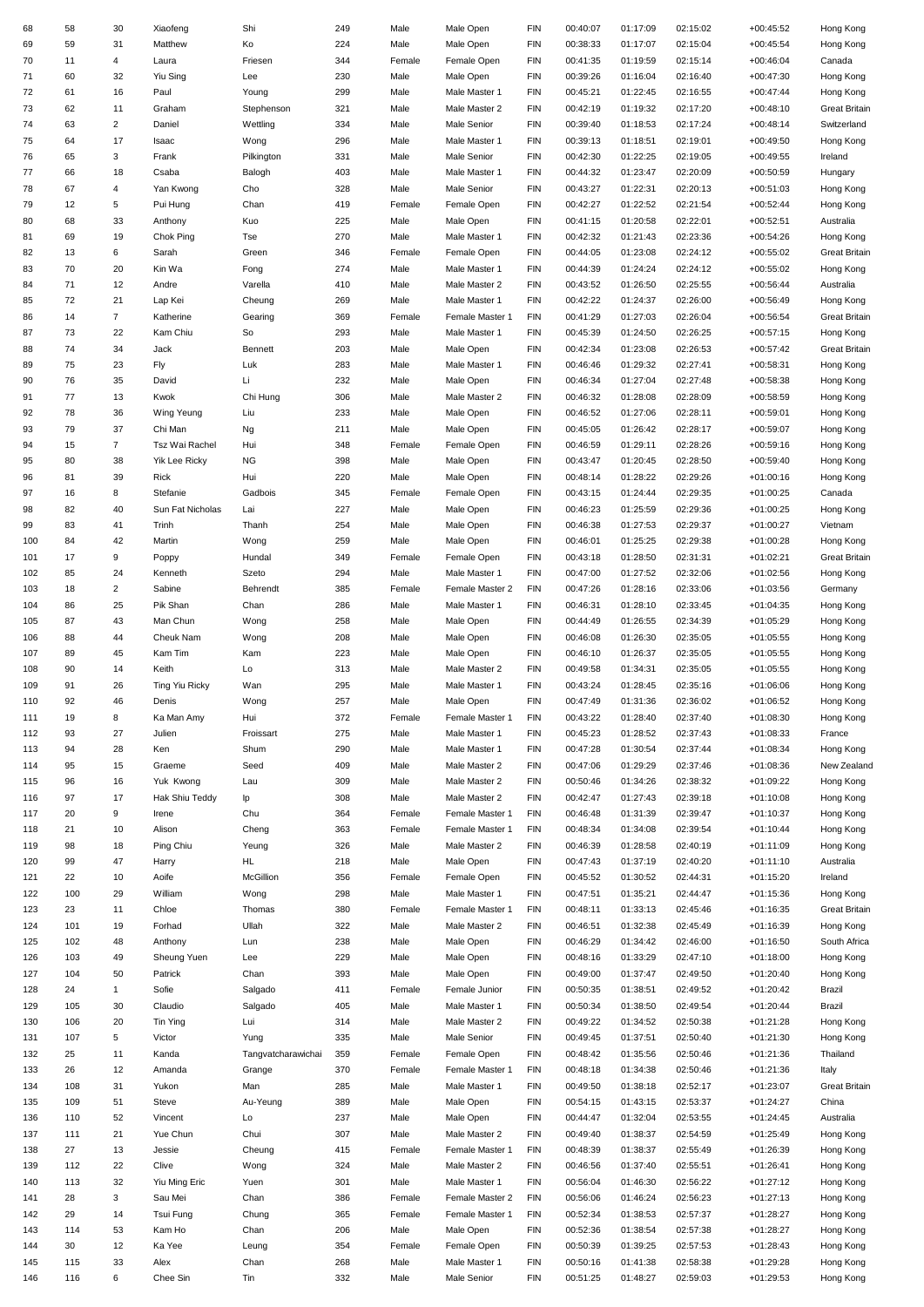| 68 | 58 | 30 | Xiaofeng | Shi | 249 | Male | Male Open | FIN | 00:40:07 | 01:17:09 | 02:15:02 | +00:45:52 | Hong Kong |
|---|---|---|---|---|---|---|---|---|---|---|---|---|---|
| 69 | 59 | 31 | Matthew | Ko | 224 | Male | Male Open | FIN | 00:38:33 | 01:17:07 | 02:15:04 | +00:45:54 | Hong Kong |
| 70 | 11 | 4 | Laura | Friesen | 344 | Female | Female Open | FIN | 00:41:35 | 01:19:59 | 02:15:14 | +00:46:04 | Canada |
| 71 | 60 | 32 | Yiu Sing | Lee | 230 | Male | Male Open | FIN | 00:39:26 | 01:16:04 | 02:16:40 | +00:47:30 | Hong Kong |
| 72 | 61 | 16 | Paul | Young | 299 | Male | Male Master 1 | FIN | 00:45:21 | 01:22:45 | 02:16:55 | +00:47:44 | Hong Kong |
| 73 | 62 | 11 | Graham | Stephenson | 321 | Male | Male Master 2 | FIN | 00:42:19 | 01:19:32 | 02:17:20 | +00:48:10 | Great Britain |
| 74 | 63 | 2 | Daniel | Wettling | 334 | Male | Male Senior | FIN | 00:39:40 | 01:18:53 | 02:17:24 | +00:48:14 | Switzerland |
| 75 | 64 | 17 | Isaac | Wong | 296 | Male | Male Master 1 | FIN | 00:39:13 | 01:18:51 | 02:19:01 | +00:49:50 | Hong Kong |
| 76 | 65 | 3 | Frank | Pilkington | 331 | Male | Male Senior | FIN | 00:42:30 | 01:22:25 | 02:19:05 | +00:49:55 | Ireland |
| 77 | 66 | 18 | Csaba | Balogh | 403 | Male | Male Master 1 | FIN | 00:44:32 | 01:23:47 | 02:20:09 | +00:50:59 | Hungary |
| 78 | 67 | 4 | Yan Kwong | Cho | 328 | Male | Male Senior | FIN | 00:43:27 | 01:22:31 | 02:20:13 | +00:51:03 | Hong Kong |
| 79 | 12 | 5 | Pui Hung | Chan | 419 | Female | Female Open | FIN | 00:42:27 | 01:22:52 | 02:21:54 | +00:52:44 | Hong Kong |
| 80 | 68 | 33 | Anthony | Kuo | 225 | Male | Male Open | FIN | 00:41:15 | 01:20:58 | 02:22:01 | +00:52:51 | Australia |
| 81 | 69 | 19 | Chok Ping | Tse | 270 | Male | Male Master 1 | FIN | 00:42:32 | 01:21:43 | 02:23:36 | +00:54:26 | Hong Kong |
| 82 | 13 | 6 | Sarah | Green | 346 | Female | Female Open | FIN | 00:44:05 | 01:23:08 | 02:24:12 | +00:55:02 | Great Britain |
| 83 | 70 | 20 | Kin Wa | Fong | 274 | Male | Male Master 1 | FIN | 00:44:39 | 01:24:24 | 02:24:12 | +00:55:02 | Hong Kong |
| 84 | 71 | 12 | Andre | Varella | 410 | Male | Male Master 2 | FIN | 00:43:52 | 01:26:50 | 02:25:55 | +00:56:44 | Australia |
| 85 | 72 | 21 | Lap Kei | Cheung | 269 | Male | Male Master 1 | FIN | 00:42:22 | 01:24:37 | 02:26:00 | +00:56:49 | Hong Kong |
| 86 | 14 | 7 | Katherine | Gearing | 369 | Female | Female Master 1 | FIN | 00:41:29 | 01:27:03 | 02:26:04 | +00:56:54 | Great Britain |
| 87 | 73 | 22 | Kam Chiu | So | 293 | Male | Male Master 1 | FIN | 00:45:39 | 01:24:50 | 02:26:25 | +00:57:15 | Hong Kong |
| 88 | 74 | 34 | Jack | Bennett | 203 | Male | Male Open | FIN | 00:42:34 | 01:23:08 | 02:26:53 | +00:57:42 | Great Britain |
| 89 | 75 | 23 | Fly | Luk | 283 | Male | Male Master 1 | FIN | 00:46:46 | 01:29:32 | 02:27:41 | +00:58:31 | Hong Kong |
| 90 | 76 | 35 | David | Li | 232 | Male | Male Open | FIN | 00:46:34 | 01:27:04 | 02:27:48 | +00:58:38 | Hong Kong |
| 91 | 77 | 13 | Kwok | Chi Hung | 306 | Male | Male Master 2 | FIN | 00:46:32 | 01:28:08 | 02:28:09 | +00:58:59 | Hong Kong |
| 92 | 78 | 36 | Wing Yeung | Liu | 233 | Male | Male Open | FIN | 00:46:52 | 01:27:06 | 02:28:11 | +00:59:01 | Hong Kong |
| 93 | 79 | 37 | Chi Man | Ng | 211 | Male | Male Open | FIN | 00:45:05 | 01:26:42 | 02:28:17 | +00:59:07 | Hong Kong |
| 94 | 15 | 7 | Tsz Wai Rachel | Hui | 348 | Female | Female Open | FIN | 00:46:59 | 01:29:11 | 02:28:26 | +00:59:16 | Hong Kong |
| 95 | 80 | 38 | Yik Lee Ricky | NG | 398 | Male | Male Open | FIN | 00:43:47 | 01:20:45 | 02:28:50 | +00:59:40 | Hong Kong |
| 96 | 81 | 39 | Rick | Hui | 220 | Male | Male Open | FIN | 00:48:14 | 01:28:22 | 02:29:26 | +01:00:16 | Hong Kong |
| 97 | 16 | 8 | Stefanie | Gadbois | 345 | Female | Female Open | FIN | 00:43:15 | 01:24:44 | 02:29:35 | +01:00:25 | Canada |
| 98 | 82 | 40 | Sun Fat Nicholas | Lai | 227 | Male | Male Open | FIN | 00:46:23 | 01:25:59 | 02:29:36 | +01:00:25 | Hong Kong |
| 99 | 83 | 41 | Trinh | Thanh | 254 | Male | Male Open | FIN | 00:46:38 | 01:27:53 | 02:29:37 | +01:00:27 | Vietnam |
| 100 | 84 | 42 | Martin | Wong | 259 | Male | Male Open | FIN | 00:46:01 | 01:25:25 | 02:29:38 | +01:00:28 | Hong Kong |
| 101 | 17 | 9 | Poppy | Hundal | 349 | Female | Female Open | FIN | 00:43:18 | 01:28:50 | 02:31:31 | +01:02:21 | Great Britain |
| 102 | 85 | 24 | Kenneth | Szeto | 294 | Male | Male Master 1 | FIN | 00:47:00 | 01:27:52 | 02:32:06 | +01:02:56 | Hong Kong |
| 103 | 18 | 2 | Sabine | Behrendt | 385 | Female | Female Master 2 | FIN | 00:47:26 | 01:28:16 | 02:33:06 | +01:03:56 | Germany |
| 104 | 86 | 25 | Pik Shan | Chan | 286 | Male | Male Master 1 | FIN | 00:46:31 | 01:28:10 | 02:33:45 | +01:04:35 | Hong Kong |
| 105 | 87 | 43 | Man Chun | Wong | 258 | Male | Male Open | FIN | 00:44:49 | 01:26:55 | 02:34:39 | +01:05:29 | Hong Kong |
| 106 | 88 | 44 | Cheuk Nam | Wong | 208 | Male | Male Open | FIN | 00:46:08 | 01:26:30 | 02:35:05 | +01:05:55 | Hong Kong |
| 107 | 89 | 45 | Kam Tim | Kam | 223 | Male | Male Open | FIN | 00:46:10 | 01:26:37 | 02:35:05 | +01:05:55 | Hong Kong |
| 108 | 90 | 14 | Keith | Lo | 313 | Male | Male Master 2 | FIN | 00:49:58 | 01:34:31 | 02:35:05 | +01:05:55 | Hong Kong |
| 109 | 91 | 26 | Ting Yiu Ricky | Wan | 295 | Male | Male Master 1 | FIN | 00:43:24 | 01:28:45 | 02:35:16 | +01:06:06 | Hong Kong |
| 110 | 92 | 46 | Denis | Wong | 257 | Male | Male Open | FIN | 00:47:49 | 01:31:36 | 02:36:02 | +01:06:52 | Hong Kong |
| 111 | 19 | 8 | Ka Man Amy | Hui | 372 | Female | Female Master 1 | FIN | 00:43:22 | 01:28:40 | 02:37:40 | +01:08:30 | Hong Kong |
| 112 | 93 | 27 | Julien | Froissart | 275 | Male | Male Master 1 | FIN | 00:45:23 | 01:28:52 | 02:37:43 | +01:08:33 | France |
| 113 | 94 | 28 | Ken | Shum | 290 | Male | Male Master 1 | FIN | 00:47:28 | 01:30:54 | 02:37:44 | +01:08:34 | Hong Kong |
| 114 | 95 | 15 | Graeme | Seed | 409 | Male | Male Master 2 | FIN | 00:47:06 | 01:29:29 | 02:37:46 | +01:08:36 | New Zealand |
| 115 | 96 | 16 | Yuk Kwong | Lau | 309 | Male | Male Master 2 | FIN | 00:50:46 | 01:34:26 | 02:38:32 | +01:09:22 | Hong Kong |
| 116 | 97 | 17 | Hak Shiu Teddy | Ip | 308 | Male | Male Master 2 | FIN | 00:42:47 | 01:27:43 | 02:39:18 | +01:10:08 | Hong Kong |
| 117 | 20 | 9 | Irene | Chu | 364 | Female | Female Master 1 | FIN | 00:46:48 | 01:31:39 | 02:39:47 | +01:10:37 | Hong Kong |
| 118 | 21 | 10 | Alison | Cheng | 363 | Female | Female Master 1 | FIN | 00:48:34 | 01:34:08 | 02:39:54 | +01:10:44 | Hong Kong |
| 119 | 98 | 18 | Ping Chiu | Yeung | 326 | Male | Male Master 2 | FIN | 00:46:39 | 01:28:58 | 02:40:19 | +01:11:09 | Hong Kong |
| 120 | 99 | 47 | Harry | HL | 218 | Male | Male Open | FIN | 00:47:43 | 01:37:19 | 02:40:20 | +01:11:10 | Australia |
| 121 | 22 | 10 | Aoife | McGillion | 356 | Female | Female Open | FIN | 00:45:52 | 01:30:52 | 02:44:31 | +01:15:20 | Ireland |
| 122 | 100 | 29 | William | Wong | 298 | Male | Male Master 1 | FIN | 00:47:51 | 01:35:21 | 02:44:47 | +01:15:36 | Hong Kong |
| 123 | 23 | 11 | Chloe | Thomas | 380 | Female | Female Master 1 | FIN | 00:48:11 | 01:33:13 | 02:45:46 | +01:16:35 | Great Britain |
| 124 | 101 | 19 | Forhad | Ullah | 322 | Male | Male Master 2 | FIN | 00:46:51 | 01:32:38 | 02:45:49 | +01:16:39 | Hong Kong |
| 125 | 102 | 48 | Anthony | Lun | 238 | Male | Male Open | FIN | 00:46:29 | 01:34:42 | 02:46:00 | +01:16:50 | South Africa |
| 126 | 103 | 49 | Sheung Yuen | Lee | 229 | Male | Male Open | FIN | 00:48:16 | 01:33:29 | 02:47:10 | +01:18:00 | Hong Kong |
| 127 | 104 | 50 | Patrick | Chan | 393 | Male | Male Open | FIN | 00:49:00 | 01:37:47 | 02:49:50 | +01:20:40 | Hong Kong |
| 128 | 24 | 1 | Sofie | Salgado | 411 | Female | Female Junior | FIN | 00:50:35 | 01:38:51 | 02:49:52 | +01:20:42 | Brazil |
| 129 | 105 | 30 | Claudio | Salgado | 405 | Male | Male Master 1 | FIN | 00:50:34 | 01:38:50 | 02:49:54 | +01:20:44 | Brazil |
| 130 | 106 | 20 | Tin Ying | Lui | 314 | Male | Male Master 2 | FIN | 00:49:22 | 01:34:52 | 02:50:38 | +01:21:28 | Hong Kong |
| 131 | 107 | 5 | Victor | Yung | 335 | Male | Male Senior | FIN | 00:49:45 | 01:37:51 | 02:50:40 | +01:21:30 | Hong Kong |
| 132 | 25 | 11 | Kanda | Tangvatcharawichai | 359 | Female | Female Open | FIN | 00:48:42 | 01:35:56 | 02:50:46 | +01:21:36 | Thailand |
| 133 | 26 | 12 | Amanda | Grange | 370 | Female | Female Master 1 | FIN | 00:48:18 | 01:34:38 | 02:50:46 | +01:21:36 | Italy |
| 134 | 108 | 31 | Yukon | Man | 285 | Male | Male Master 1 | FIN | 00:49:50 | 01:38:18 | 02:52:17 | +01:23:07 | Great Britain |
| 135 | 109 | 51 | Steve | Au-Yeung | 389 | Male | Male Open | FIN | 00:54:15 | 01:43:15 | 02:53:37 | +01:24:27 | China |
| 136 | 110 | 52 | Vincent | Lo | 237 | Male | Male Open | FIN | 00:44:47 | 01:32:04 | 02:53:55 | +01:24:45 | Australia |
| 137 | 111 | 21 | Yue Chun | Chui | 307 | Male | Male Master 2 | FIN | 00:49:40 | 01:38:37 | 02:54:59 | +01:25:49 | Hong Kong |
| 138 | 27 | 13 | Jessie | Cheung | 415 | Female | Female Master 1 | FIN | 00:48:39 | 01:38:37 | 02:55:49 | +01:26:39 | Hong Kong |
| 139 | 112 | 22 | Clive | Wong | 324 | Male | Male Master 2 | FIN | 00:46:56 | 01:37:40 | 02:55:51 | +01:26:41 | Hong Kong |
| 140 | 113 | 32 | Yiu Ming Eric | Yuen | 301 | Male | Male Master 1 | FIN | 00:56:04 | 01:46:30 | 02:56:22 | +01:27:12 | Hong Kong |
| 141 | 28 | 3 | Sau Mei | Chan | 386 | Female | Female Master 2 | FIN | 00:56:06 | 01:46:24 | 02:56:23 | +01:27:13 | Hong Kong |
| 142 | 29 | 14 | Tsui Fung | Chung | 365 | Female | Female Master 1 | FIN | 00:52:34 | 01:38:53 | 02:57:37 | +01:28:27 | Hong Kong |
| 143 | 114 | 53 | Kam Ho | Chan | 206 | Male | Male Open | FIN | 00:52:36 | 01:38:54 | 02:57:38 | +01:28:27 | Hong Kong |
| 144 | 30 | 12 | Ka Yee | Leung | 354 | Female | Female Open | FIN | 00:50:39 | 01:39:25 | 02:57:53 | +01:28:43 | Hong Kong |
| 145 | 115 | 33 | Alex | Chan | 268 | Male | Male Master 1 | FIN | 00:50:16 | 01:41:38 | 02:58:38 | +01:29:28 | Hong Kong |
| 146 | 116 | 6 | Chee Sin | Tin | 332 | Male | Male Senior | FIN | 00:51:25 | 01:48:27 | 02:59:03 | +01:29:53 | Hong Kong |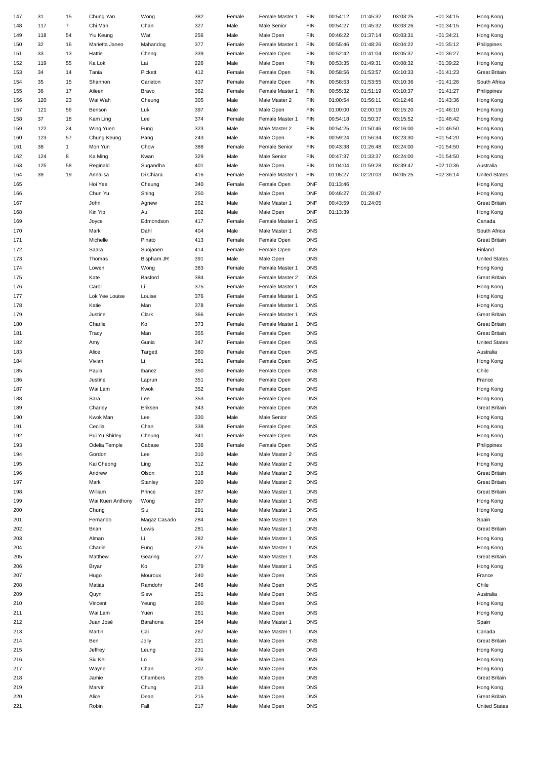| | | | | | | | | | | | | | | |
|---|---|---|---|---|---|---|---|---|---|---|---|---|---|---|
| 147 | 31 | 15 | Chung Yan | Wong | 382 | Female | Female Master 1 | FIN | 00:54:12 | 01:45:32 | 03:03:25 | +01:34:15 | Hong Kong |
| 148 | 117 | 7 | Chi Man | Chan | 327 | Male | Male Senior | FIN | 00:54:27 | 01:45:32 | 03:03:26 | +01:34:15 | Hong Kong |
| 149 | 118 | 54 | Yiu Keung | Wat | 256 | Male | Male Open | FIN | 00:46:22 | 01:37:14 | 03:03:31 | +01:34:21 | Hong Kong |
| 150 | 32 | 16 | Marietta Janeo | Mahandog | 377 | Female | Female Master 1 | FIN | 00:55:46 | 01:48:26 | 03:04:22 | +01:35:12 | Philippines |
| 151 | 33 | 13 | Hattie | Cheng | 339 | Female | Female Open | FIN | 00:52:42 | 01:41:04 | 03:05:37 | +01:36:27 | Hong Kong |
| 152 | 119 | 55 | Ka Lok | Lai | 226 | Male | Male Open | FIN | 00:53:35 | 01:49:31 | 03:08:32 | +01:39:22 | Hong Kong |
| 153 | 34 | 14 | Tania | Pickett | 412 | Female | Female Open | FIN | 00:58:56 | 01:53:57 | 03:10:33 | +01:41:23 | Great Britain |
| 154 | 35 | 15 | Shannon | Carleton | 337 | Female | Female Open | FIN | 00:58:53 | 01:53:55 | 03:10:36 | +01:41:26 | South Africa |
| 155 | 36 | 17 | Aileen | Bravo | 362 | Female | Female Master 1 | FIN | 00:55:32 | 01:51:19 | 03:10:37 | +01:41:27 | Philippines |
| 156 | 120 | 23 | Wai Wah | Cheung | 305 | Male | Male Master 2 | FIN | 01:00:54 | 01:56:11 | 03:12:46 | +01:43:36 | Hong Kong |
| 157 | 121 | 56 | Benson | Luk | 397 | Male | Male Open | FIN | 01:00:00 | 02:00:19 | 03:15:20 | +01:46:10 | Hong Kong |
| 158 | 37 | 18 | Kam Ling | Lee | 374 | Female | Female Master 1 | FIN | 00:54:18 | 01:50:37 | 03:15:52 | +01:46:42 | Hong Kong |
| 159 | 122 | 24 | Wing Yuen | Fung | 323 | Male | Male Master 2 | FIN | 00:54:25 | 01:50:46 | 03:16:00 | +01:46:50 | Hong Kong |
| 160 | 123 | 57 | Chung Keung | Pang | 243 | Male | Male Open | FIN | 00:59:24 | 01:56:34 | 03:23:30 | +01:54:20 | Hong Kong |
| 161 | 38 | 1 | Mon Yun | Chow | 388 | Female | Female Senior | FIN | 00:43:38 | 01:26:48 | 03:24:00 | +01:54:50 | Hong Kong |
| 162 | 124 | 8 | Ka Ming | Kwan | 329 | Male | Male Senior | FIN | 00:47:37 | 01:33:37 | 03:24:00 | +01:54:50 | Hong Kong |
| 163 | 125 | 58 | Reginald | Sugandha | 401 | Male | Male Open | FIN | 01:04:04 | 01:59:28 | 03:39:47 | +02:10:36 | Australia |
| 164 | 39 | 19 | Annalisa | Di Chiara | 416 | Female | Female Master 1 | FIN | 01:05:27 | 02:20:03 | 04:05:25 | +02:36:14 | United States |
| 165 | | | Hoi Yee | Cheung | 340 | Female | Female Open | DNF | 01:13:46 | | | | Hong Kong |
| 166 | | | Chun Yu | Shing | 250 | Male | Male Open | DNF | 00:46:27 | 01:28:47 | | | Hong Kong |
| 167 | | | John | Agnew | 262 | Male | Male Master 1 | DNF | 00:43:59 | 01:24:05 | | | Great Britain |
| 168 | | | Kin Yip | Au | 202 | Male | Male Open | DNF | 01:13:39 | | | | Hong Kong |
| 169 | | | Joyce | Edmondson | 417 | Female | Female Master 1 | DNS | | | | | Canada |
| 170 | | | Mark | Dahl | 404 | Male | Male Master 1 | DNS | | | | | South Africa |
| 171 | | | Michelle | Pinato | 413 | Female | Female Open | DNS | | | | | Great Britain |
| 172 | | | Saara | Suojanen | 414 | Female | Female Open | DNS | | | | | Finland |
| 173 | | | Thomas | Bispham JR | 391 | Male | Male Open | DNS | | | | | United States |
| 174 | | | Lowen | Wong | 383 | Female | Female Master 1 | DNS | | | | | Hong Kong |
| 175 | | | Kate | Basford | 384 | Female | Female Master 2 | DNS | | | | | Great Britain |
| 176 | | | Carol | Li | 375 | Female | Female Master 1 | DNS | | | | | Hong Kong |
| 177 | | | Lok Yee Louise | Louise | 376 | Female | Female Master 1 | DNS | | | | | Hong Kong |
| 178 | | | Katie | Man | 378 | Female | Female Master 1 | DNS | | | | | Hong Kong |
| 179 | | | Justine | Clark | 366 | Female | Female Master 1 | DNS | | | | | Great Britain |
| 180 | | | Charlie | Ko | 373 | Female | Female Master 1 | DNS | | | | | Great Britain |
| 181 | | | Tracy | Man | 355 | Female | Female Open | DNS | | | | | Great Britain |
| 182 | | | Amy | Gunia | 347 | Female | Female Open | DNS | | | | | United States |
| 183 | | | Alice | Targett | 360 | Female | Female Open | DNS | | | | | Australia |
| 184 | | | Vivian | Li | 361 | Female | Female Open | DNS | | | | | Hong Kong |
| 185 | | | Paula | Ibanez | 350 | Female | Female Open | DNS | | | | | Chile |
| 186 | | | Justine | Laprun | 351 | Female | Female Open | DNS | | | | | France |
| 187 | | | Wai Lam | Kwok | 352 | Female | Female Open | DNS | | | | | Hong Kong |
| 188 | | | Sara | Lee | 353 | Female | Female Open | DNS | | | | | Hong Kong |
| 189 | | | Charley | Eriksen | 343 | Female | Female Open | DNS | | | | | Great Britain |
| 190 | | | Kwok Man | Lee | 330 | Male | Male Senior | DNS | | | | | Hong Kong |
| 191 | | | Cecilia | Chan | 338 | Female | Female Open | DNS | | | | | Hong Kong |
| 192 | | | Pui Yu Shirley | Cheung | 341 | Female | Female Open | DNS | | | | | Hong Kong |
| 193 | | | Odelia Temple | Cabase | 336 | Female | Female Open | DNS | | | | | Philippines |
| 194 | | | Gordon | Lee | 310 | Male | Male Master 2 | DNS | | | | | Hong Kong |
| 195 | | | Kai Cheong | Ling | 312 | Male | Male Master 2 | DNS | | | | | Hong Kong |
| 196 | | | Andrew | Olson | 318 | Male | Male Master 2 | DNS | | | | | Great Britain |
| 197 | | | Mark | Stanley | 320 | Male | Male Master 2 | DNS | | | | | Great Britain |
| 198 | | | William | Prince | 287 | Male | Male Master 1 | DNS | | | | | Great Britain |
| 199 | | | Wai Kuen Anthony | Wong | 297 | Male | Male Master 1 | DNS | | | | | Hong Kong |
| 200 | | | Chung | Siu | 291 | Male | Male Master 1 | DNS | | | | | Hong Kong |
| 201 | | | Fernando | Magaz Casado | 284 | Male | Male Master 1 | DNS | | | | | Spain |
| 202 | | | Brian | Lewis | 281 | Male | Male Master 1 | DNS | | | | | Great Britain |
| 203 | | | Alman | Li | 282 | Male | Male Master 1 | DNS | | | | | Hong Kong |
| 204 | | | Charlie | Fung | 276 | Male | Male Master 1 | DNS | | | | | Hong Kong |
| 205 | | | Matthew | Gearing | 277 | Male | Male Master 1 | DNS | | | | | Great Britain |
| 206 | | | Bryan | Ko | 279 | Male | Male Master 1 | DNS | | | | | Hong Kong |
| 207 | | | Hugo | Mouroux | 240 | Male | Male Open | DNS | | | | | France |
| 208 | | | Matias | Ramdohr | 246 | Male | Male Open | DNS | | | | | Chile |
| 209 | | | Quyn | Siew | 251 | Male | Male Open | DNS | | | | | Australia |
| 210 | | | Vincent | Yeung | 260 | Male | Male Open | DNS | | | | | Hong Kong |
| 211 | | | Wai Lam | Yuen | 261 | Male | Male Open | DNS | | | | | Hong Kong |
| 212 | | | Juan José | Barahona | 264 | Male | Male Master 1 | DNS | | | | | Spain |
| 213 | | | Martin | Cai | 267 | Male | Male Master 1 | DNS | | | | | Canada |
| 214 | | | Ben | Jolly | 221 | Male | Male Open | DNS | | | | | Great Britain |
| 215 | | | Jeffrey | Leung | 231 | Male | Male Open | DNS | | | | | Hong Kong |
| 216 | | | Siu Kei | Lo | 236 | Male | Male Open | DNS | | | | | Hong Kong |
| 217 | | | Wayne | Chan | 207 | Male | Male Open | DNS | | | | | Hong Kong |
| 218 | | | Jamie | Chambers | 205 | Male | Male Open | DNS | | | | | Great Britain |
| 219 | | | Marvin | Chung | 213 | Male | Male Open | DNS | | | | | Hong Kong |
| 220 | | | Alice | Dean | 215 | Male | Male Open | DNS | | | | | Great Britain |
| 221 | | | Robin | Fall | 217 | Male | Male Open | DNS | | | | | United States |